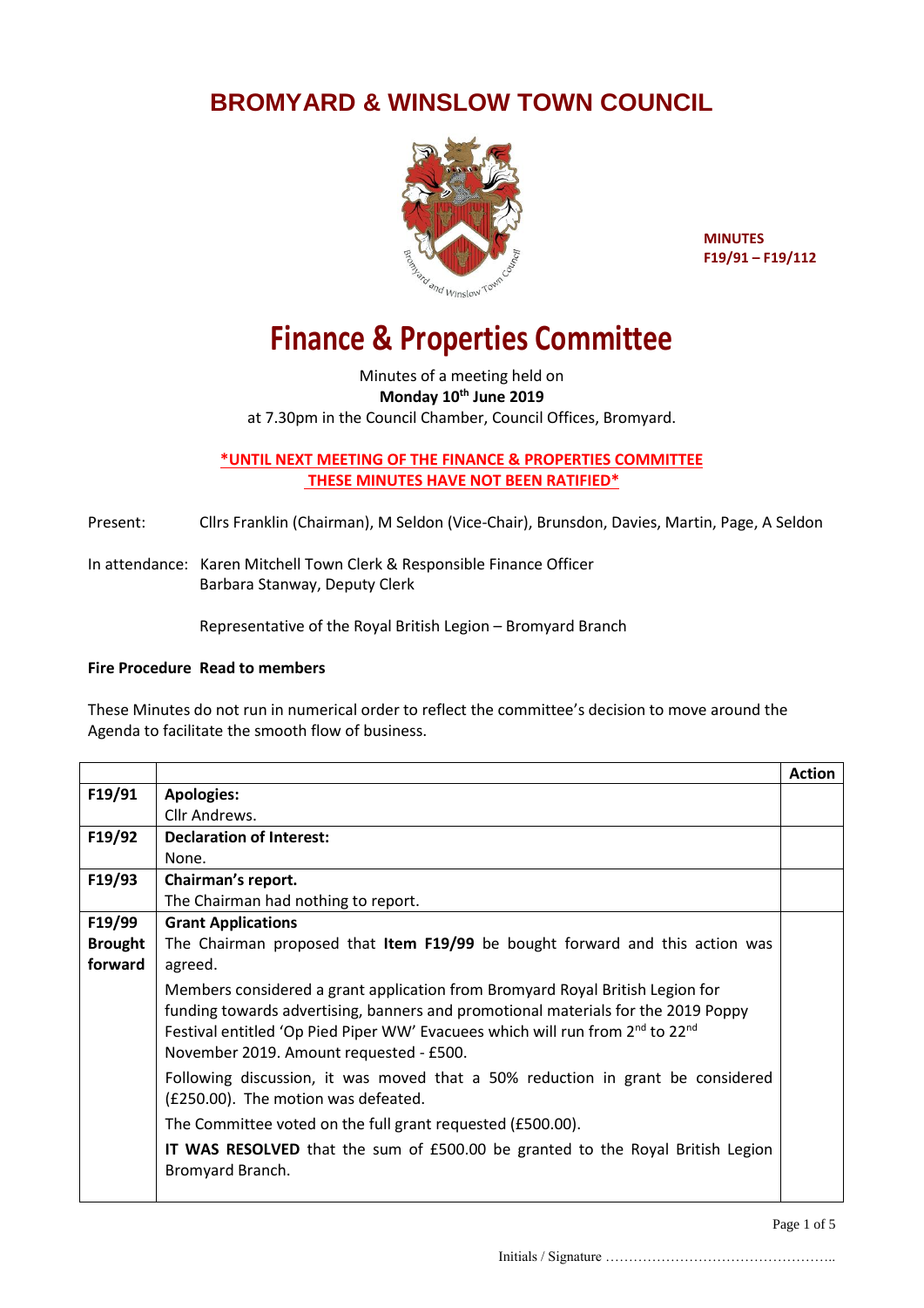# BROMYARD & WINSLOW TOWN COUNCIL

**MINUTES**
**F19/91 – F19/112**

# Finance & Properties Committee

Minutes of a meeting held on
**Monday 10th June 2019**
at 7.30pm in the Council Chamber, Council Offices, Bromyard.

**\*UNTIL NEXT MEETING OF THE FINANCE & PROPERTIES COMMITTEE THESE MINUTES HAVE NOT BEEN RATIFIED\***

Present: Cllrs Franklin (Chairman), M Seldon (Vice-Chair), Brunsdon, Davies, Martin, Page, A Seldon

In attendance: Karen Mitchell Town Clerk & Responsible Finance Officer
Barbara Stanway, Deputy Clerk

Representative of the Royal British Legion – Bromyard Branch

**Fire Procedure Read to members**

These Minutes do not run in numerical order to reflect the committee's decision to move around the Agenda to facilitate the smooth flow of business.

| | | Action |
|---|---|---|
| **F19/91** | **Apologies:**<br>Cllr Andrews. | |
| **F19/92** | **Declaration of Interest:**<br>None. | |
| **F19/93** | **Chairman's report.**<br>The Chairman had nothing to report. | |
| **F19/99 Brought forward** | **Grant Applications**<br>The Chairman proposed that **Item F19/99** be bought forward and this action was agreed.<br>Members considered a grant application from Bromyard Royal British Legion for funding towards advertising, banners and promotional materials for the 2019 Poppy Festival entitled 'Op Pied Piper WW' Evacuees which will run from 2nd to 22nd November 2019. Amount requested - £500.<br>Following discussion, it was moved that a 50% reduction in grant be considered (£250.00). The motion was defeated.<br>The Committee voted on the full grant requested (£500.00).<br>**IT WAS RESOLVED** that the sum of £500.00 be granted to the Royal British Legion Bromyard Branch. | |

Initials / Signature …………………………………………..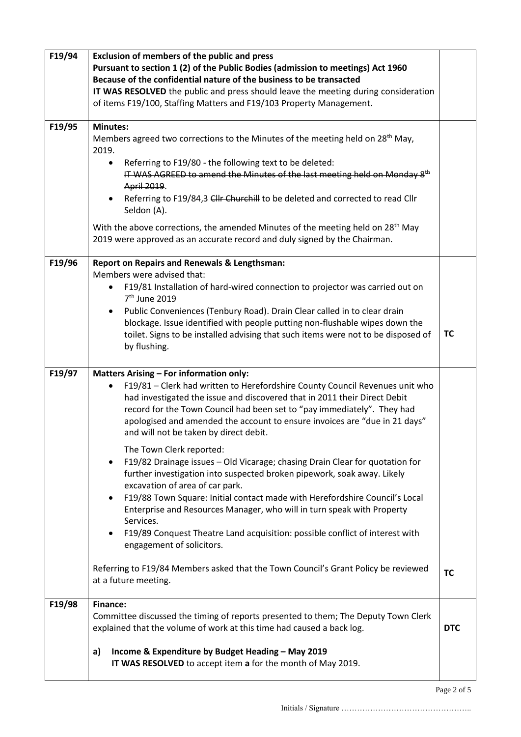| | | |
|---|---|---|
| F19/94 | **Exclusion of members of the public and press**<br>**Pursuant to section 1 (2) of the Public Bodies (admission to meetings) Act 1960**<br>**Because of the confidential nature of the business to be transacted**<br>**IT WAS RESOLVED** the public and press should leave the meeting during consideration of items F19/100, Staffing Matters and F19/103 Property Management. | |
| F19/95 | **Minutes:**<br>Members agreed two corrections to the Minutes of the meeting held on 28th May, 2019.<br>• Referring to F19/80 - the following text to be deleted: ~~IT WAS AGREED to amend the Minutes of the last meeting held on Monday 8th April 2019~~.<br>• Referring to F19/84,3 ~~Cllr Churchill~~ to be deleted and corrected to read Cllr Seldon (A).<br><br>With the above corrections, the amended Minutes of the meeting held on 28th May 2019 were approved as an accurate record and duly signed by the Chairman. | |
| F19/96 | **Report on Repairs and Renewals & Lengthsman:**<br>Members were advised that:<br>• F19/81 Installation of hard-wired connection to projector was carried out on 7th June 2019<br>• Public Conveniences (Tenbury Road). Drain Clear called in to clear drain blockage. Issue identified with people putting non-flushable wipes down the toilet. Signs to be installed advising that such items were not to be disposed of by flushing. | **TC** |
| F19/97 | **Matters Arising – For information only:**<br>• F19/81 – Clerk had written to Herefordshire County Council Revenues unit who had investigated the issue and discovered that in 2011 their Direct Debit record for the Town Council had been set to "pay immediately". They had apologised and amended the account to ensure invoices are "due in 21 days" and will not be taken by direct debit.<br><br>The Town Clerk reported:<br>• F19/82 Drainage issues – Old Vicarage; chasing Drain Clear for quotation for further investigation into suspected broken pipework, soak away. Likely excavation of area of car park.<br>• F19/88 Town Square: Initial contact made with Herefordshire Council's Local Enterprise and Resources Manager, who will in turn speak with Property Services.<br>• F19/89 Conquest Theatre Land acquisition: possible conflict of interest with engagement of solicitors.<br><br>Referring to F19/84 Members asked that the Town Council's Grant Policy be reviewed at a future meeting. | **TC** |
| F19/98 | **Finance:**<br>Committee discussed the timing of reports presented to them; The Deputy Town Clerk explained that the volume of work at this time had caused a back log.<br><br>**a) Income & Expenditure by Budget Heading – May 2019**<br>**IT WAS RESOLVED** to accept item **a** for the month of May 2019. | **DTC** |

Initials / Signature …………………………………………..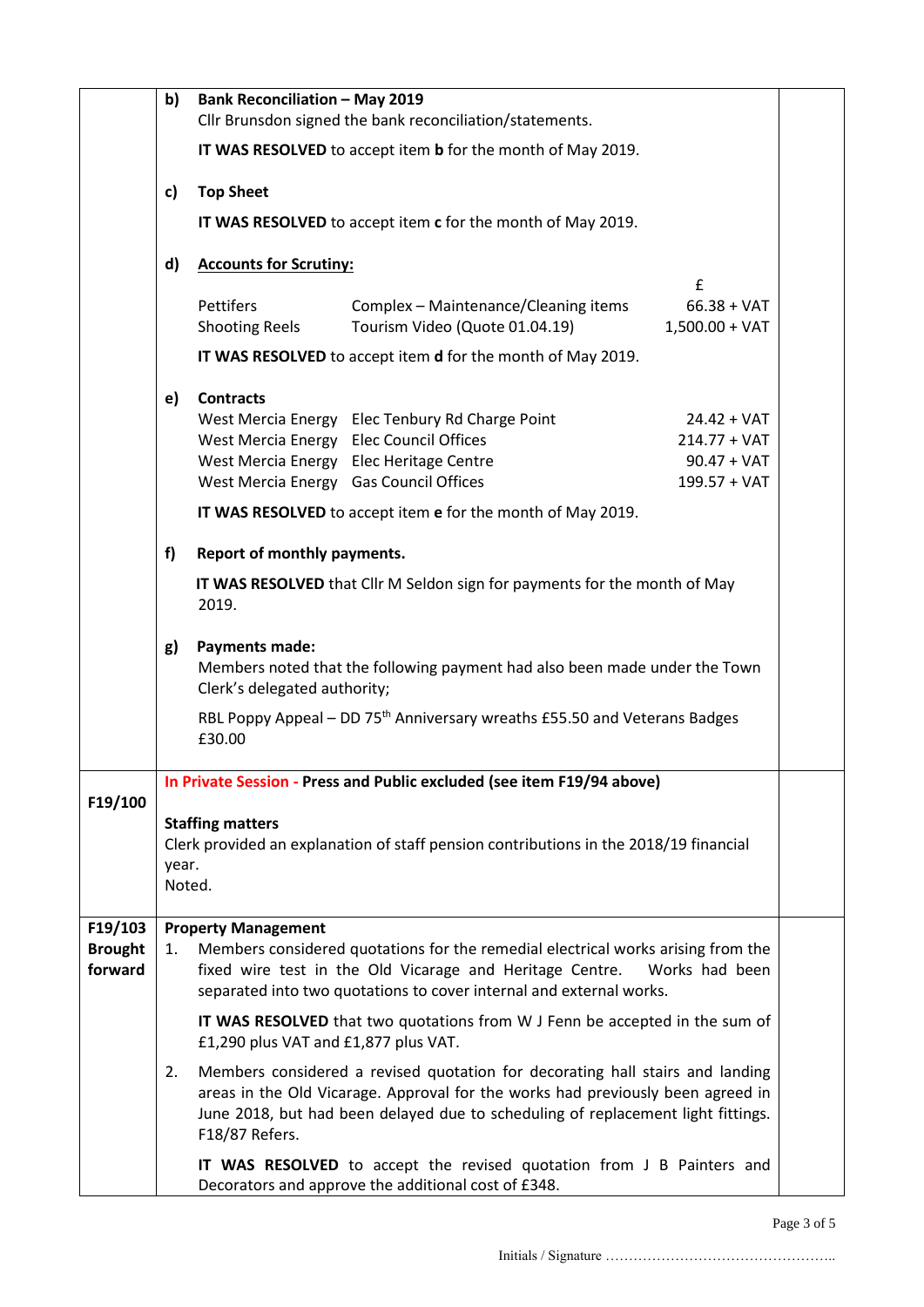**b) Bank Reconciliation – May 2019**

Cllr Brunsdon signed the bank reconciliation/statements.

**IT WAS RESOLVED** to accept item **b** for the month of May 2019.

**c) Top Sheet**

**IT WAS RESOLVED** to accept item **c** for the month of May 2019.

**d) Accounts for Scrutiny:**

| | | £ |
|---|---|---|
| Pettifers | Complex – Maintenance/Cleaning items | 66.38 + VAT |
| Shooting Reels | Tourism Video (Quote 01.04.19) | 1,500.00 + VAT |

**IT WAS RESOLVED** to accept item **d** for the month of May 2019.

**e) Contracts**

| | | |
|---|---|---|
| West Mercia Energy | Elec Tenbury Rd Charge Point | 24.42 + VAT |
| West Mercia Energy | Elec Council Offices | 214.77 + VAT |
| West Mercia Energy | Elec Heritage Centre | 90.47 + VAT |
| West Mercia Energy | Gas Council Offices | 199.57 + VAT |

**IT WAS RESOLVED** to accept item **e** for the month of May 2019.

**f) Report of monthly payments.**

**IT WAS RESOLVED** that Cllr M Seldon sign for payments for the month of May 2019.

**g) Payments made:**

Members noted that the following payment had also been made under the Town Clerk's delegated authority;

RBL Poppy Appeal – DD 75th Anniversary wreaths £55.50 and Veterans Badges £30.00

**F19/100**

In Private Session - **Press and Public excluded (see item F19/94 above)**

**Staffing matters**

Clerk provided an explanation of staff pension contributions in the 2018/19 financial year.

Noted.

**F19/103 Brought forward**

**Property Management**

1. Members considered quotations for the remedial electrical works arising from the fixed wire test in the Old Vicarage and Heritage Centre. Works had been separated into two quotations to cover internal and external works.

   **IT WAS RESOLVED** that two quotations from W J Fenn be accepted in the sum of £1,290 plus VAT and £1,877 plus VAT.

2. Members considered a revised quotation for decorating hall stairs and landing areas in the Old Vicarage. Approval for the works had previously been agreed in June 2018, but had been delayed due to scheduling of replacement light fittings. F18/87 Refers.

   **IT WAS RESOLVED** to accept the revised quotation from J B Painters and Decorators and approve the additional cost of £348.

Initials / Signature ………………………………………….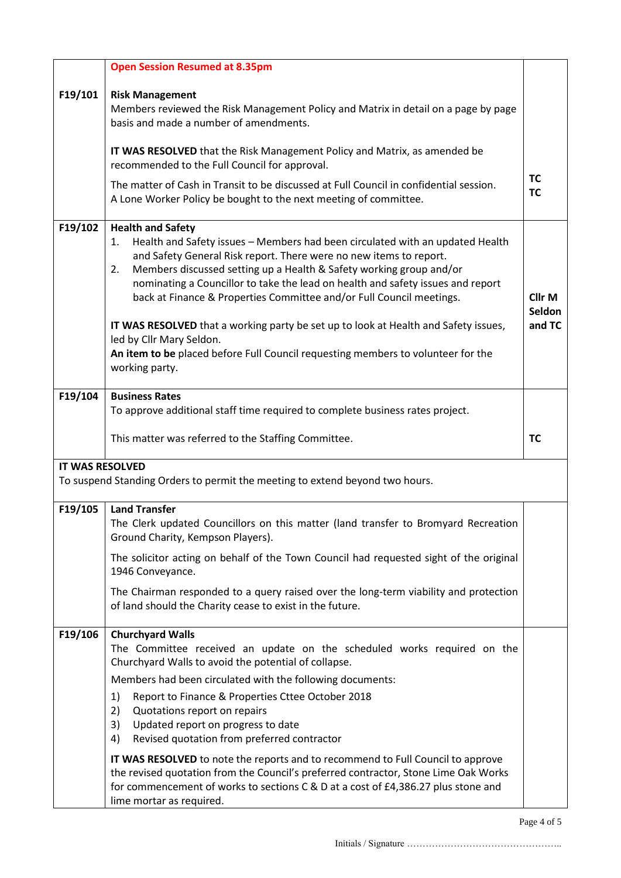| | | |
|---|---|---|
| | **Open Session Resumed at 8.35pm** | |
| F19/101 | **Risk Management**<br>Members reviewed the Risk Management Policy and Matrix in detail on a page by page basis and made a number of amendments.<br><br>**IT WAS RESOLVED** that the Risk Management Policy and Matrix, as amended be recommended to the Full Council for approval.<br><br>The matter of Cash in Transit to be discussed at Full Council in confidential session.<br>A Lone Worker Policy be bought to the next meeting of committee. | **TC**<br>**TC** |
| F19/102 | **Health and Safety**<br>1. Health and Safety issues – Members had been circulated with an updated Health and Safety General Risk report. There were no new items to report.<br>2. Members discussed setting up a Health & Safety working group and/or nominating a Councillor to take the lead on health and safety issues and report back at Finance & Properties Committee and/or Full Council meetings.<br><br>**IT WAS RESOLVED** that a working party be set up to look at Health and Safety issues, led by Cllr Mary Seldon.<br>**An item to be** placed before Full Council requesting members to volunteer for the working party. | **Cllr M Seldon and TC** |
| F19/104 | **Business Rates**<br>To approve additional staff time required to complete business rates project.<br><br>This matter was referred to the Staffing Committee. | **TC** |
| **IT WAS RESOLVED**<br>To suspend Standing Orders to permit the meeting to extend beyond two hours. | | |
| F19/105 | **Land Transfer**<br>The Clerk updated Councillors on this matter (land transfer to Bromyard Recreation Ground Charity, Kempson Players).<br><br>The solicitor acting on behalf of the Town Council had requested sight of the original 1946 Conveyance.<br><br>The Chairman responded to a query raised over the long-term viability and protection of land should the Charity cease to exist in the future. | |
| F19/106 | **Churchyard Walls**<br>The Committee received an update on the scheduled works required on the Churchyard Walls to avoid the potential of collapse.<br><br>Members had been circulated with the following documents:<br>1) Report to Finance & Properties Cttee October 2018<br>2) Quotations report on repairs<br>3) Updated report on progress to date<br>4) Revised quotation from preferred contractor<br><br>**IT WAS RESOLVED** to note the reports and to recommend to Full Council to approve the revised quotation from the Council's preferred contractor, Stone Lime Oak Works for commencement of works to sections C & D at a cost of £4,386.27 plus stone and lime mortar as required. | |

Initials / Signature …………………………………………..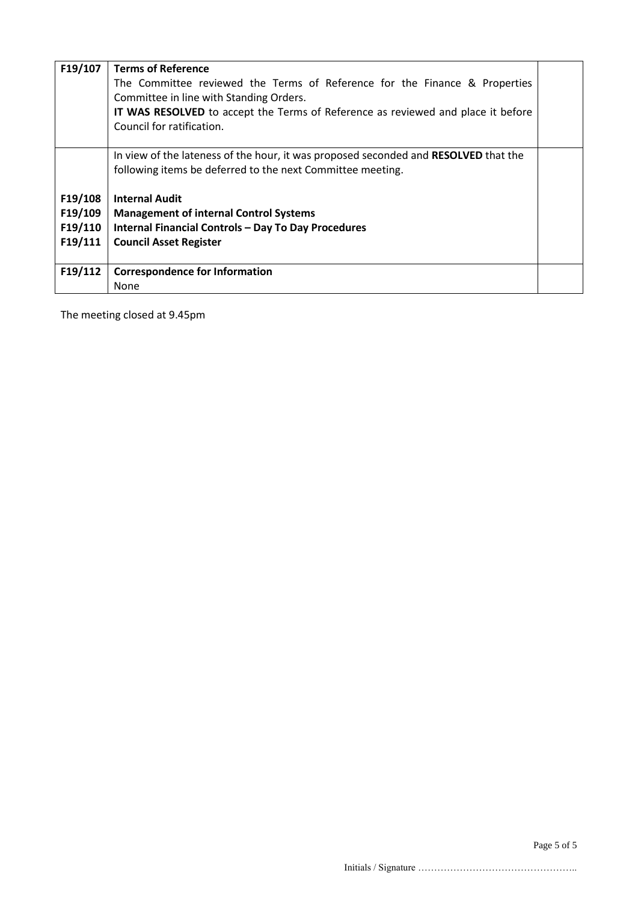| | | |
|---|---|---|
| F19/107 | **Terms of Reference**<br>The Committee reviewed the Terms of Reference for the Finance & Properties Committee in line with Standing Orders.<br>**IT WAS RESOLVED** to accept the Terms of Reference as reviewed and place it before Council for ratification. | |
| | In view of the lateness of the hour, it was proposed seconded and **RESOLVED** that the following items be deferred to the next Committee meeting. | |
| F19/108 | **Internal Audit** | |
| F19/109 | **Management of internal Control Systems** | |
| F19/110 | **Internal Financial Controls – Day To Day Procedures** | |
| F19/111 | **Council Asset Register** | |
| F19/112 | **Correspondence for Information**<br>None | |

The meeting closed at 9.45pm

Initials / Signature …………………………………………..